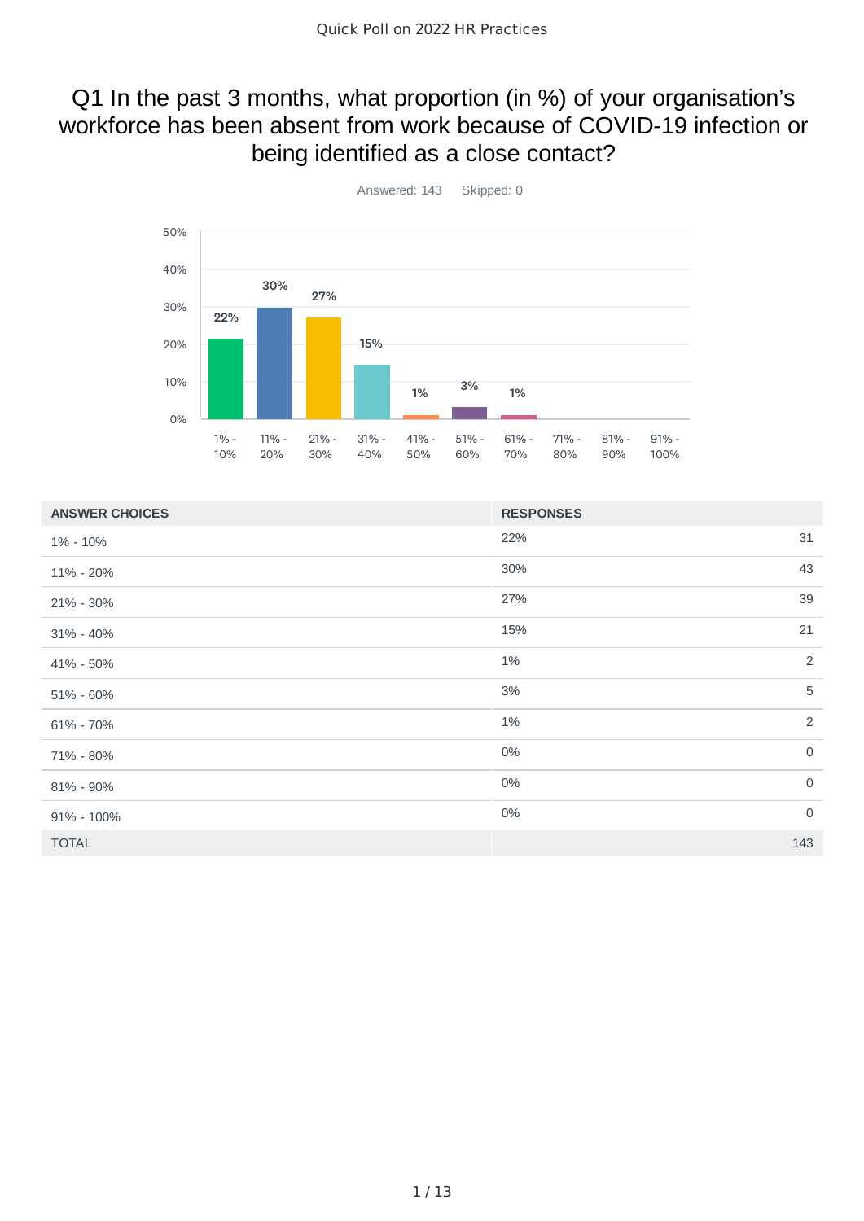# Quick Poll on 2022 HR Practices

## Q1 In the past 3 months, what proportion (in %) of your organisation's workforce has been absent from work because of COVID-19 infection or being identified as a close contact?

Answered: 143 Skipped: 0

| ANSWER CHOICES | RESPONSES | |
|---|---|---|
| 1% - 10% | 22% | 31 |
| 11% - 20% | 30% | 43 |
| 21% - 30% | 27% | 39 |
| 31% - 40% | 15% | 21 |
| 41% - 50% | 1% | 2 |
| 51% - 60% | 3% | 5 |
| 61% - 70% | 1% | 2 |
| 71% - 80% | 0% | 0 |
| 81% - 90% | 0% | 0 |
| 91% - 100% | 0% | 0 |
| TOTAL | | 143 |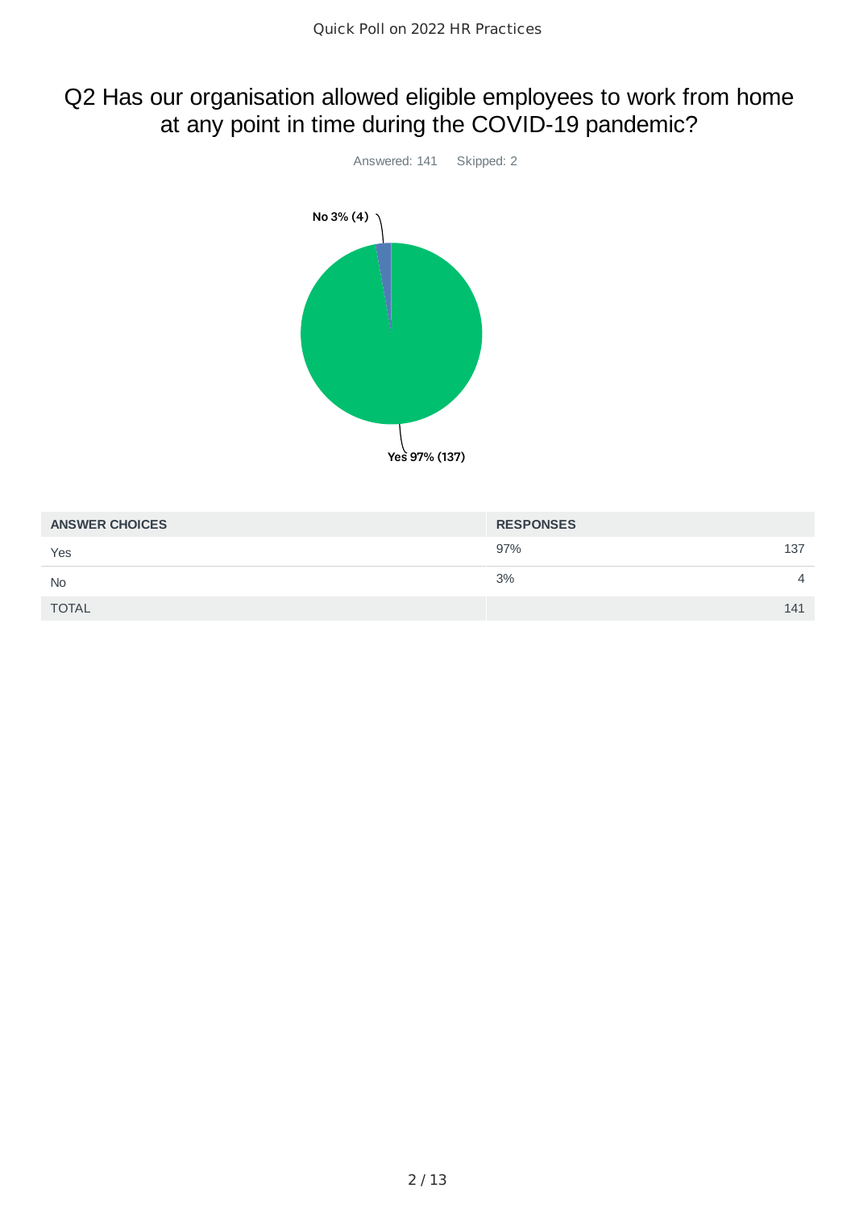## Q2 Has our organisation allowed eligible employees to work from home at any point in time during the COVID-19 pandemic?

Answered: 141    Skipped: 2

No 3% (4)

Yes 97% (137)

| ANSWER CHOICES | RESPONSES | |
|---|---|---|
| Yes | 97% | 137 |
| No | 3% | 4 |
| TOTAL | | 141 |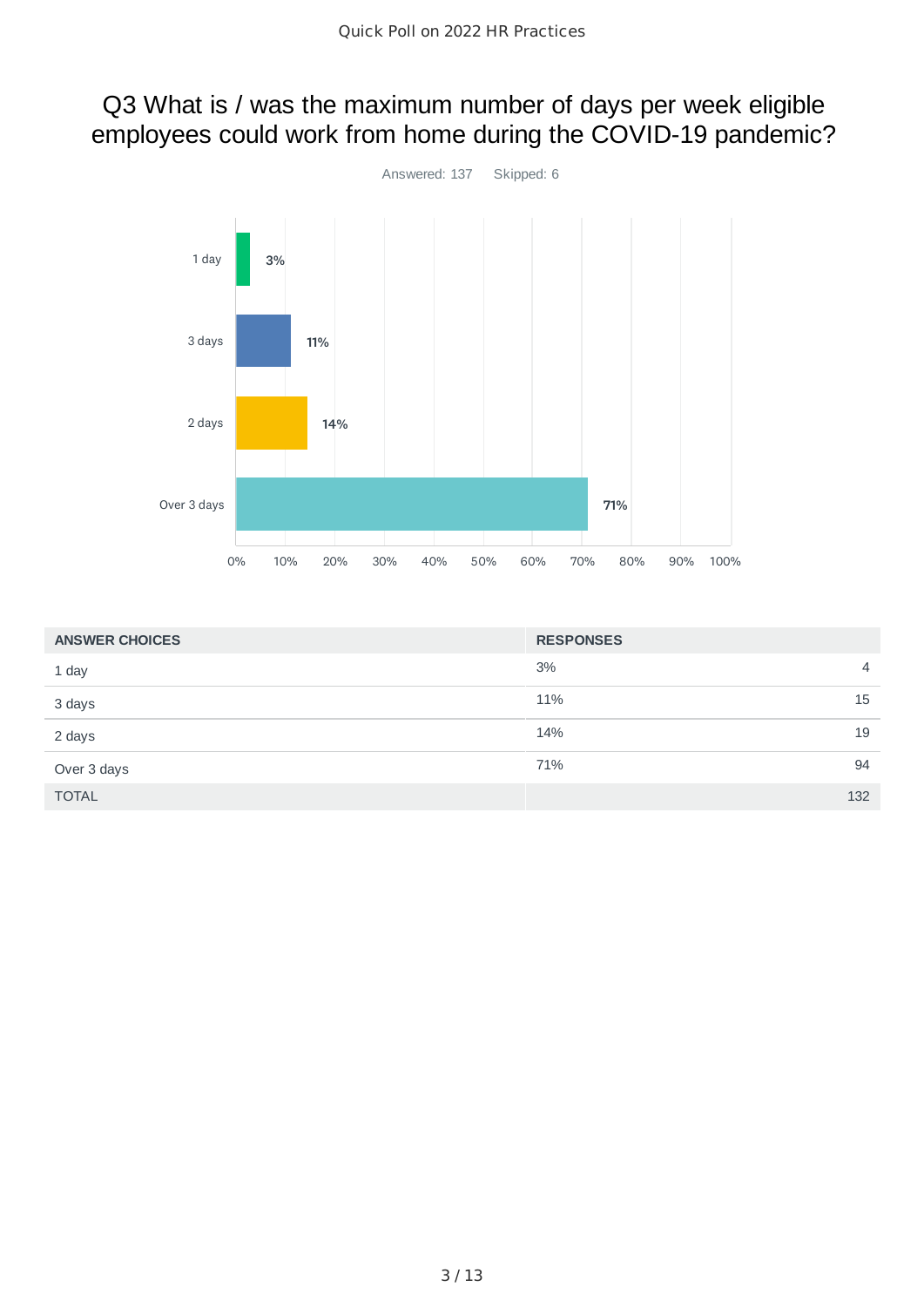## Q3 What is / was the maximum number of days per week eligible employees could work from home during the COVID-19 pandemic?

Answered: 137 Skipped: 6

| ANSWER CHOICES | RESPONSES | |
|---|---|---|
| 1 day | 3% | 4 |
| 3 days | 11% | 15 |
| 2 days | 14% | 19 |
| Over 3 days | 71% | 94 |
| TOTAL | | 132 |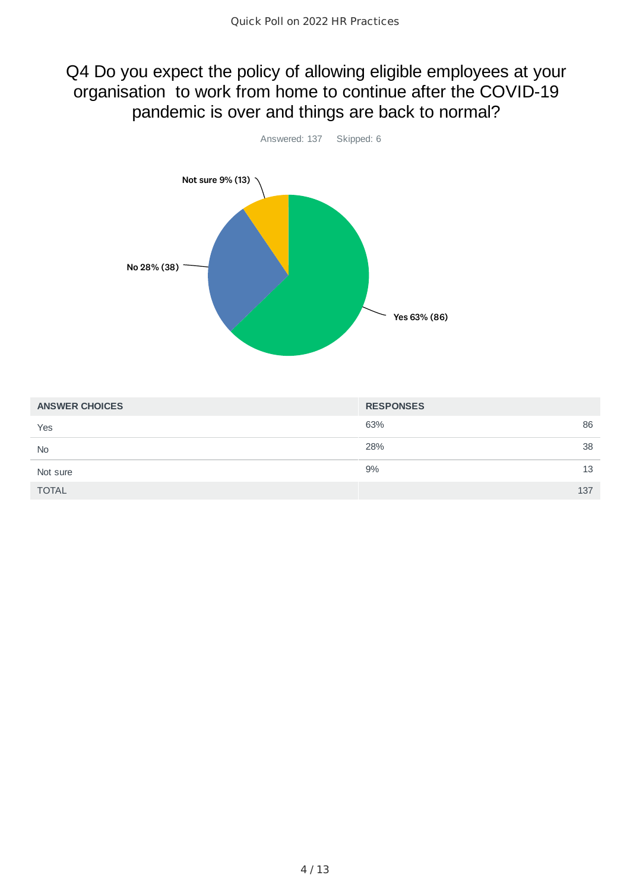## Q4 Do you expect the policy of allowing eligible employees at your organisation to work from home to continue after the COVID-19 pandemic is over and things are back to normal?

Answered: 137 Skipped: 6

Not sure 9% (13)

No 28% (38)

Yes 63% (86)

| ANSWER CHOICES | RESPONSES | |
|---|---|---|
| Yes | 63% | 86 |
| No | 28% | 38 |
| Not sure | 9% | 13 |
| TOTAL | | 137 |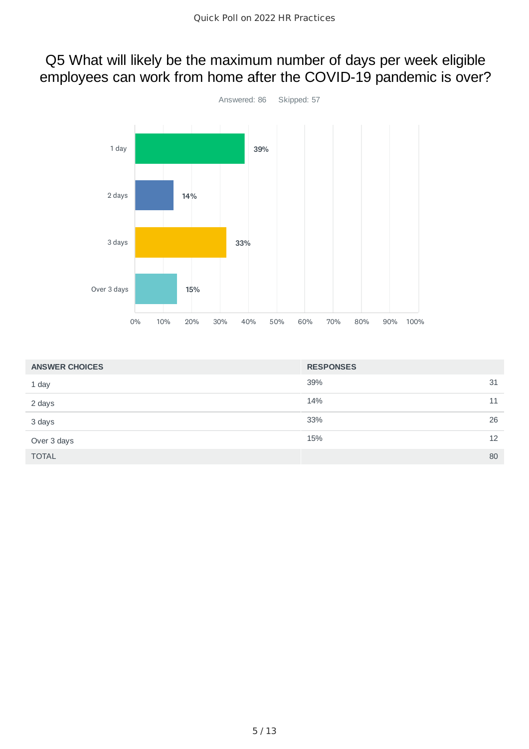## Q5 What will likely be the maximum number of days per week eligible employees can work from home after the COVID-19 pandemic is over?

Answered: 86 Skipped: 57

| ANSWER CHOICES | RESPONSES | |
|---|---|---|
| 1 day | 39% | 31 |
| 2 days | 14% | 11 |
| 3 days | 33% | 26 |
| Over 3 days | 15% | 12 |
| TOTAL | | 80 |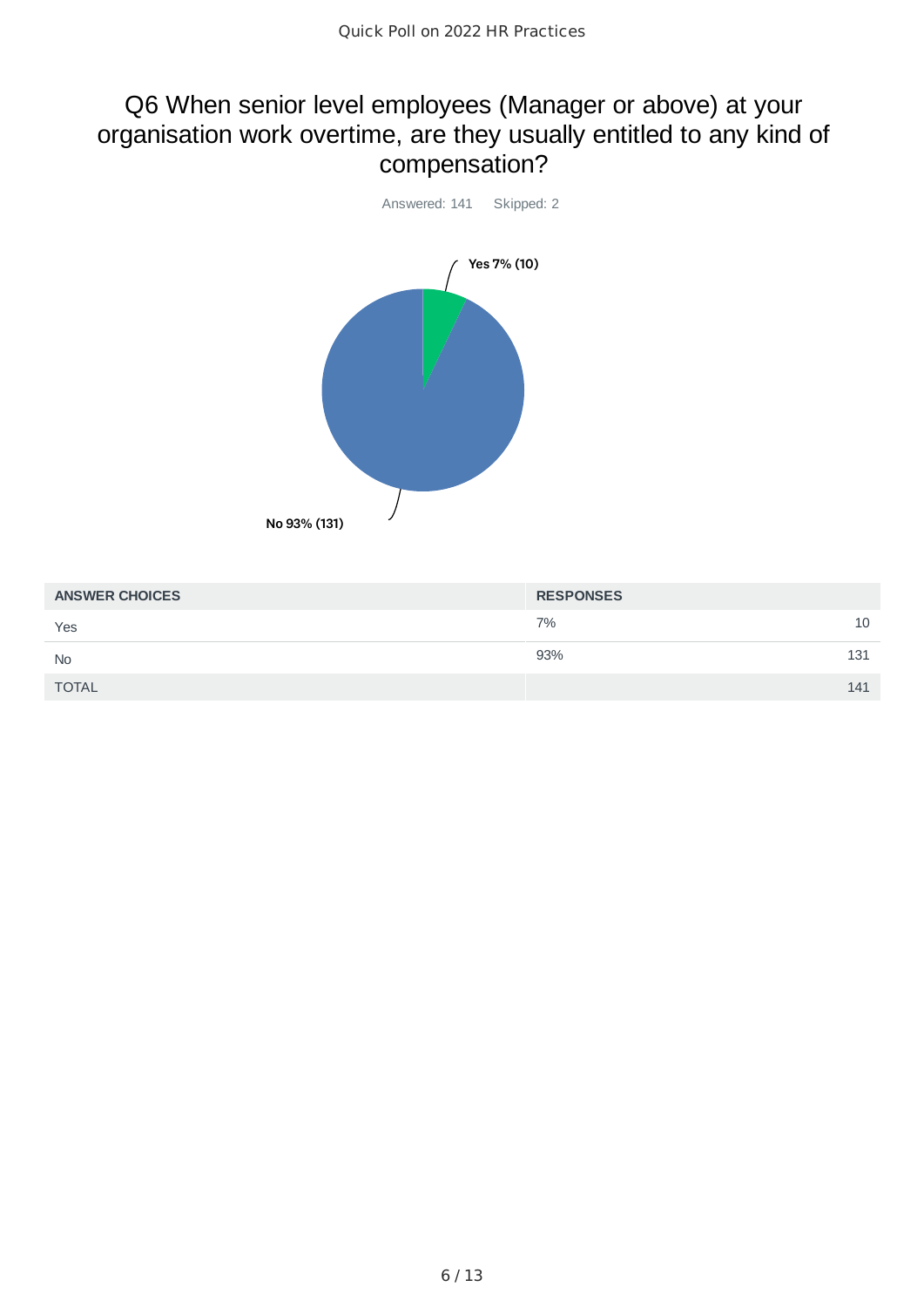## Q6 When senior level employees (Manager or above) at your organisation work overtime, are they usually entitled to any kind of compensation?

Answered: 141 Skipped: 2

Yes 7% (10)

No 93% (131)

| ANSWER CHOICES | RESPONSES | |
|---|---|---|
| Yes | 7% | 10 |
| No | 93% | 131 |
| TOTAL | | 141 |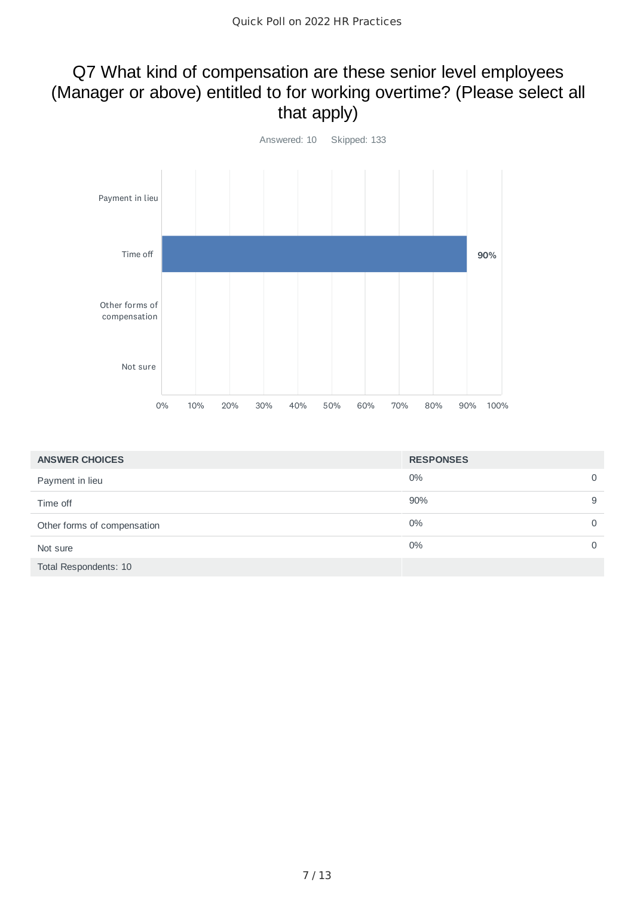# Q7 What kind of compensation are these senior level employees (Manager or above) entitled to for working overtime? (Please select all that apply)

Answered: 10 Skipped: 133

| ANSWER CHOICES | RESPONSES | |
|---|---|---|
| Payment in lieu | 0% | 0 |
| Time off | 90% | 9 |
| Other forms of compensation | 0% | 0 |
| Not sure | 0% | 0 |
| Total Respondents: 10 | | |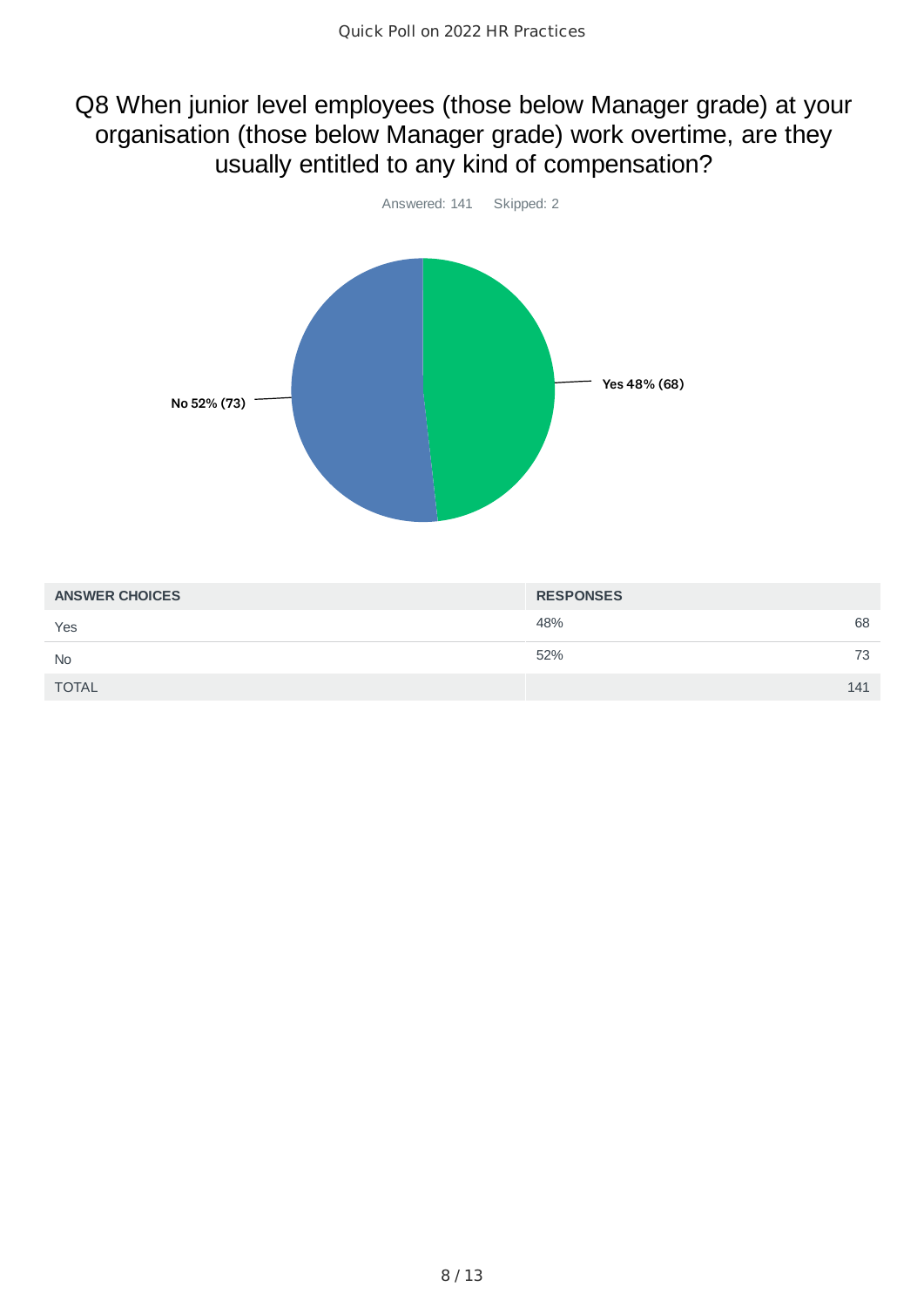# Q8 When junior level employees (those below Manager grade) at your organisation (those below Manager grade) work overtime, are they usually entitled to any kind of compensation?

Answered: 141 Skipped: 2

No 52% (73)

Yes 48% (68)

| ANSWER CHOICES | RESPONSES | |
|---|---|---|
| Yes | 48% | 68 |
| No | 52% | 73 |
| TOTAL | | 141 |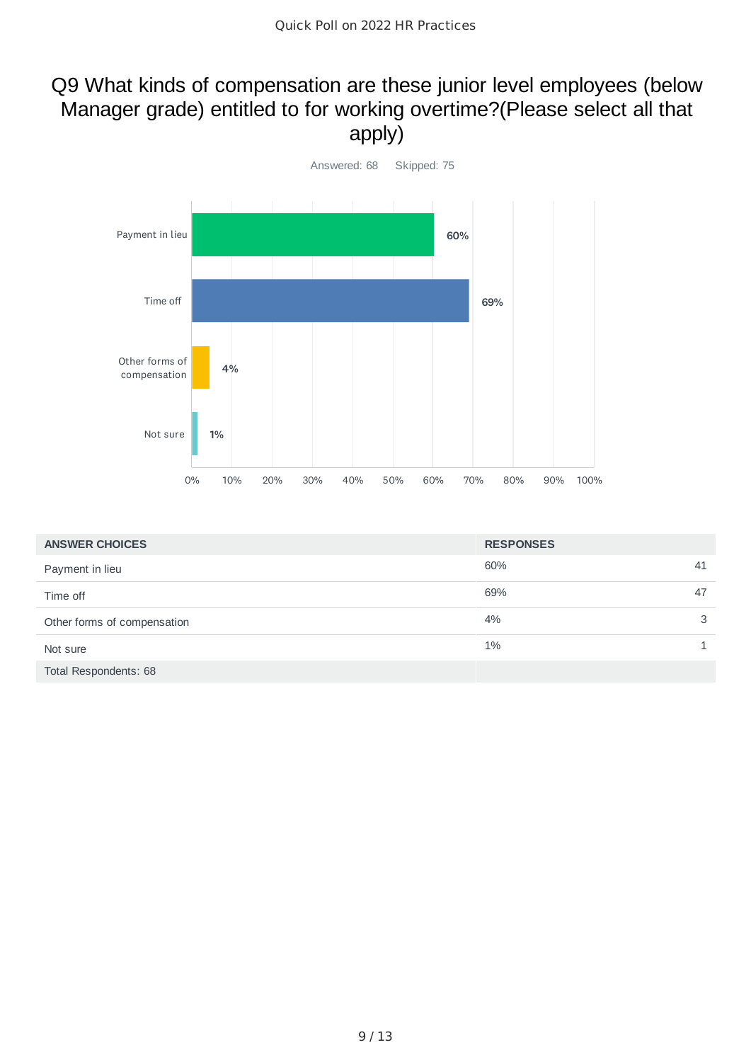## Q9 What kinds of compensation are these junior level employees (below Manager grade) entitled to for working overtime?(Please select all that apply)

Answered: 68 Skipped: 75

| ANSWER CHOICES | RESPONSES | |
|---|---|---|
| Payment in lieu | 60% | 41 |
| Time off | 69% | 47 |
| Other forms of compensation | 4% | 3 |
| Not sure | 1% | 1 |
| Total Respondents: 68 | | |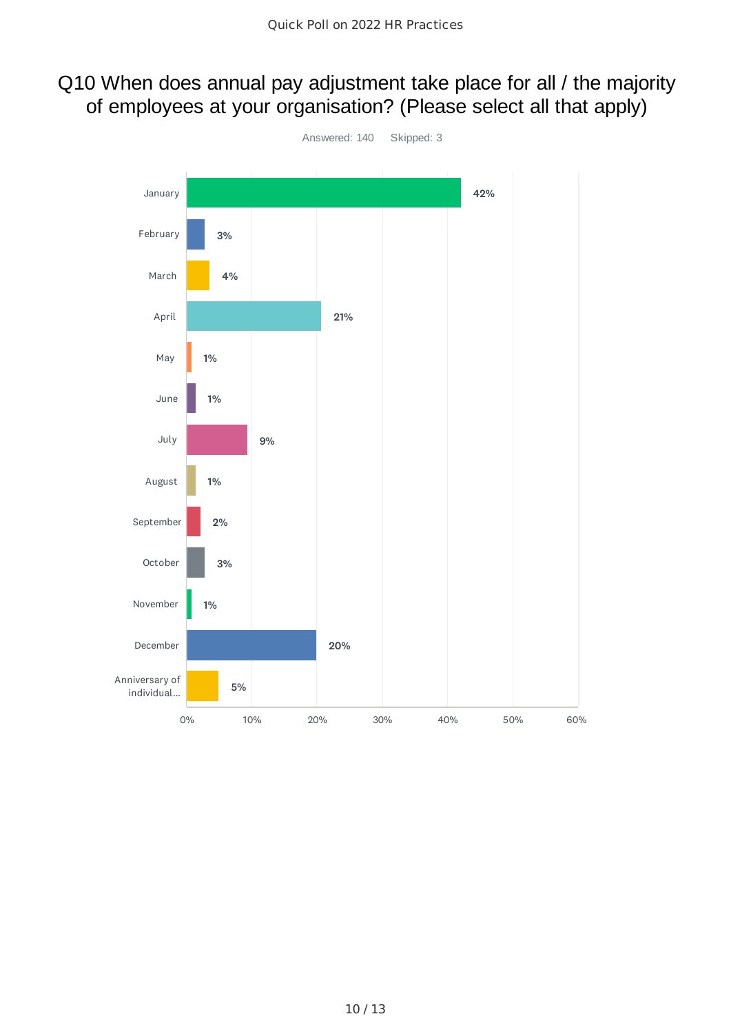## Q10 When does annual pay adjustment take place for all / the majority of employees at your organisation? (Please select all that apply)

Answered: 140 Skipped: 3

| Month | Percentage |
|---|---|
| January | 42% |
| February | 3% |
| March | 4% |
| April | 21% |
| May | 1% |
| June | 1% |
| July | 9% |
| August | 1% |
| September | 2% |
| October | 3% |
| November | 1% |
| December | 20% |
| Anniversary of individual... | 5% |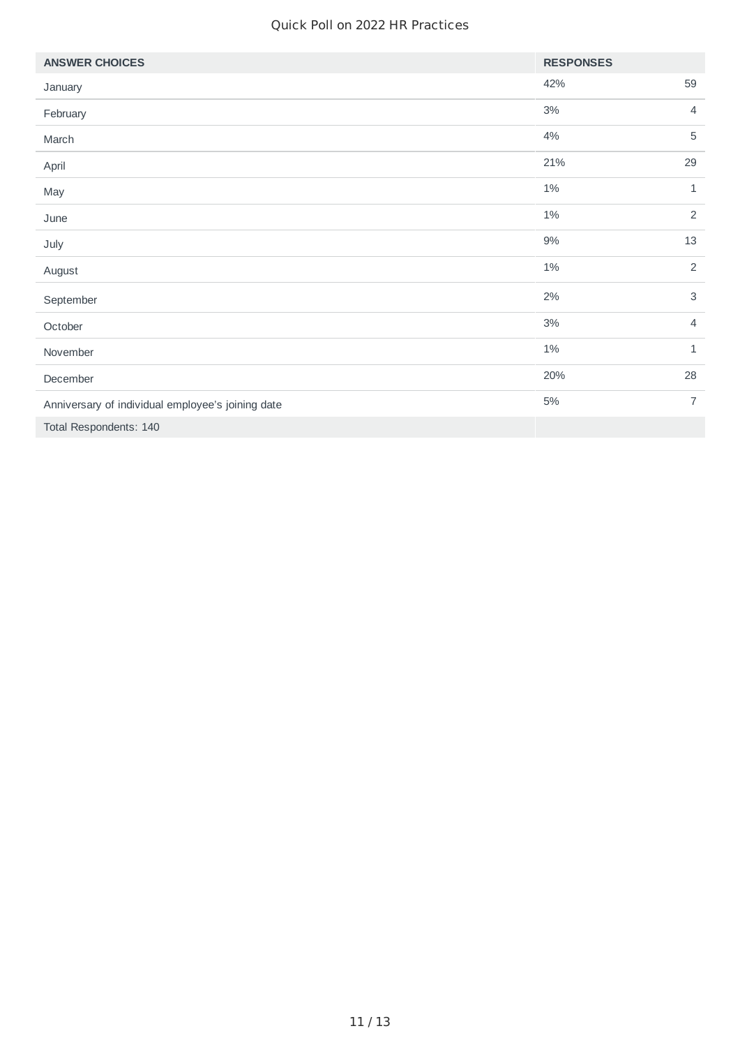Quick Poll on 2022 HR Practices

| ANSWER CHOICES | RESPONSES | |
|---|---|---|
| January | 42% | 59 |
| February | 3% | 4 |
| March | 4% | 5 |
| April | 21% | 29 |
| May | 1% | 1 |
| June | 1% | 2 |
| July | 9% | 13 |
| August | 1% | 2 |
| September | 2% | 3 |
| October | 3% | 4 |
| November | 1% | 1 |
| December | 20% | 28 |
| Anniversary of individual employee's joining date | 5% | 7 |
| Total Respondents: 140 | | |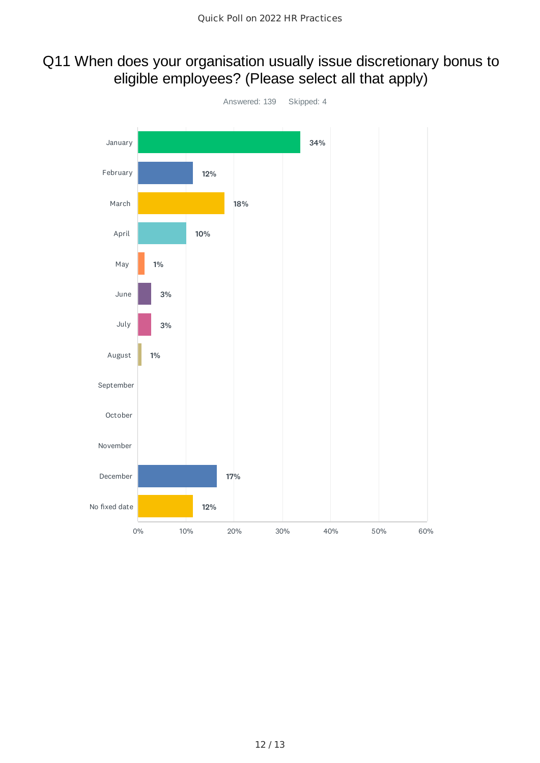# Q11 When does your organisation usually issue discretionary bonus to eligible employees? (Please select all that apply)

Answered: 139 Skipped: 4

| Month | Percentage |
| --- | --- |
| January | 34% |
| February | 12% |
| March | 18% |
| April | 10% |
| May | 1% |
| June | 3% |
| July | 3% |
| August | 1% |
| September | |
| October | |
| November | |
| December | 17% |
| No fixed date | 12% |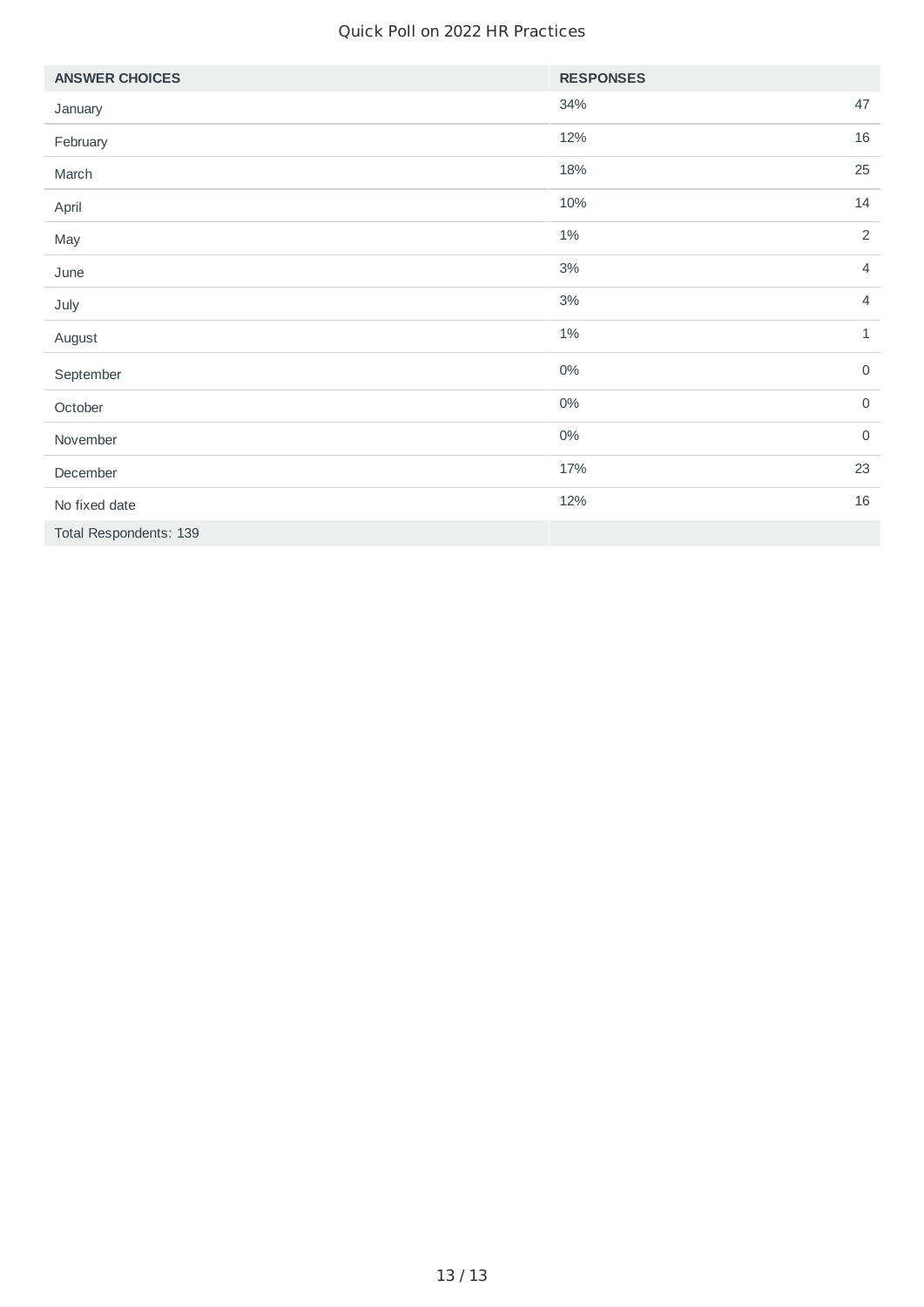| ANSWER CHOICES | RESPONSES | |
|---|---|---|
| January | 34% | 47 |
| February | 12% | 16 |
| March | 18% | 25 |
| April | 10% | 14 |
| May | 1% | 2 |
| June | 3% | 4 |
| July | 3% | 4 |
| August | 1% | 1 |
| September | 0% | 0 |
| October | 0% | 0 |
| November | 0% | 0 |
| December | 17% | 23 |
| No fixed date | 12% | 16 |
| Total Respondents: 139 | | |